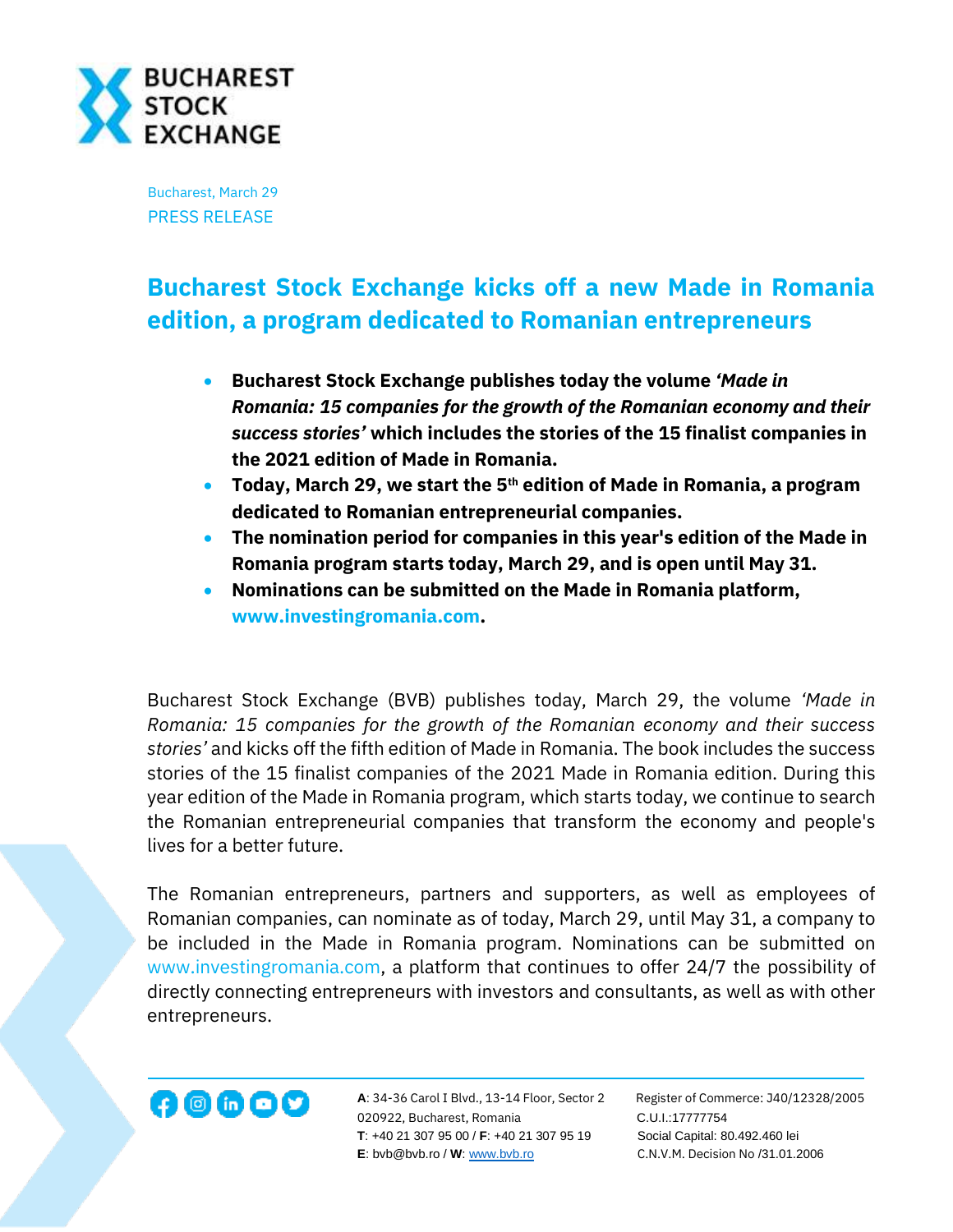Bucharest, March 29

PRESS RELEASE

# Bucharest Stock Exchange kicks off a new Made in Romania edition, a program dedicated to Romanian entrepreneurs

- **Bucharest Stock Exchange publishes today the volume *'Made in Romania: 15 companies for the growth of the Romanian economy and their success stories'* which includes the stories of the 15 finalist companies in the 2021 edition of Made in Romania.**
- **Today, March 29, we start the 5th edition of Made in Romania, a program dedicated to Romanian entrepreneurial companies.**
- **The nomination period for companies in this year's edition of the Made in Romania program starts today, March 29, and is open until May 31.**
- **Nominations can be submitted on the Made in Romania platform, www.investingromania.com.**

Bucharest Stock Exchange (BVB) publishes today, March 29, the volume *'Made in Romania: 15 companies for the growth of the Romanian economy and their success stories'* and kicks off the fifth edition of Made in Romania. The book includes the success stories of the 15 finalist companies of the 2021 Made in Romania edition. During this year edition of the Made in Romania program, which starts today, we continue to search the Romanian entrepreneurial companies that transform the economy and people's lives for a better future.

The Romanian entrepreneurs, partners and supporters, as well as employees of Romanian companies, can nominate as of today, March 29, until May 31, a company to be included in the Made in Romania program. Nominations can be submitted on www.investingromania.com, a platform that continues to offer 24/7 the possibility of directly connecting entrepreneurs with investors and consultants, as well as with other entrepreneurs.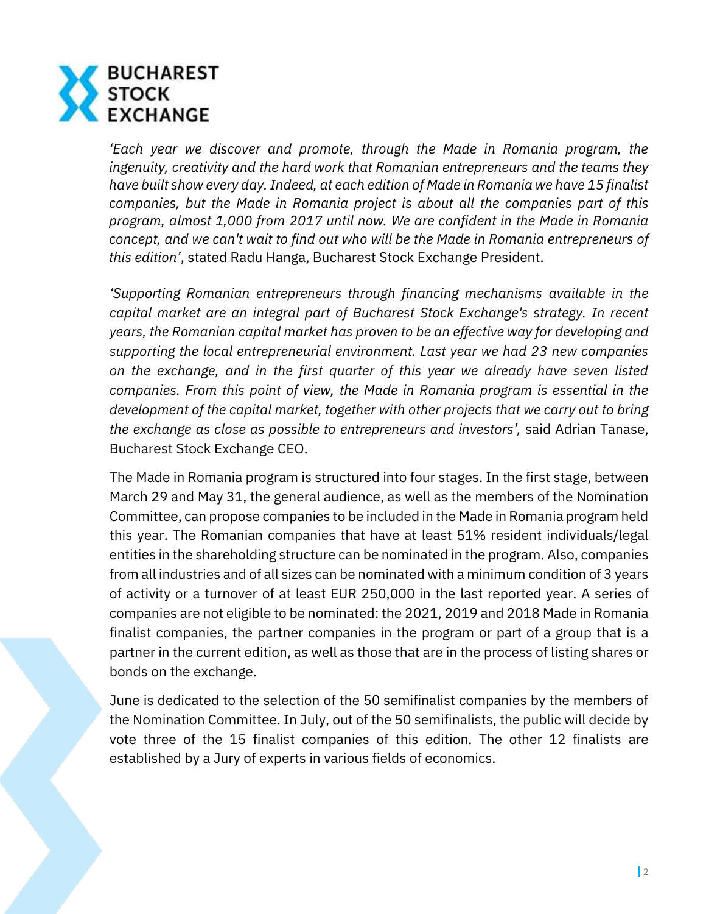*'Each year we discover and promote, through the Made in Romania program, the ingenuity, creativity and the hard work that Romanian entrepreneurs and the teams they have built show every day. Indeed, at each edition of Made in Romania we have 15 finalist companies, but the Made in Romania project is about all the companies part of this program, almost 1,000 from 2017 until now. We are confident in the Made in Romania concept, and we can't wait to find out who will be the Made in Romania entrepreneurs of this edition'*, stated Radu Hanga, Bucharest Stock Exchange President.

*'Supporting Romanian entrepreneurs through financing mechanisms available in the capital market are an integral part of Bucharest Stock Exchange's strategy. In recent years, the Romanian capital market has proven to be an effective way for developing and supporting the local entrepreneurial environment. Last year we had 23 new companies on the exchange, and in the first quarter of this year we already have seven listed companies. From this point of view, the Made in Romania program is essential in the development of the capital market, together with other projects that we carry out to bring the exchange as close as possible to entrepreneurs and investors'*, said Adrian Tanase, Bucharest Stock Exchange CEO.

The Made in Romania program is structured into four stages. In the first stage, between March 29 and May 31, the general audience, as well as the members of the Nomination Committee, can propose companies to be included in the Made in Romania program held this year. The Romanian companies that have at least 51% resident individuals/legal entities in the shareholding structure can be nominated in the program. Also, companies from all industries and of all sizes can be nominated with a minimum condition of 3 years of activity or a turnover of at least EUR 250,000 in the last reported year. A series of companies are not eligible to be nominated: the 2021, 2019 and 2018 Made in Romania finalist companies, the partner companies in the program or part of a group that is a partner in the current edition, as well as those that are in the process of listing shares or bonds on the exchange.

June is dedicated to the selection of the 50 semifinalist companies by the members of the Nomination Committee. In July, out of the 50 semifinalists, the public will decide by vote three of the 15 finalist companies of this edition. The other 12 finalists are established by a Jury of experts in various fields of economics.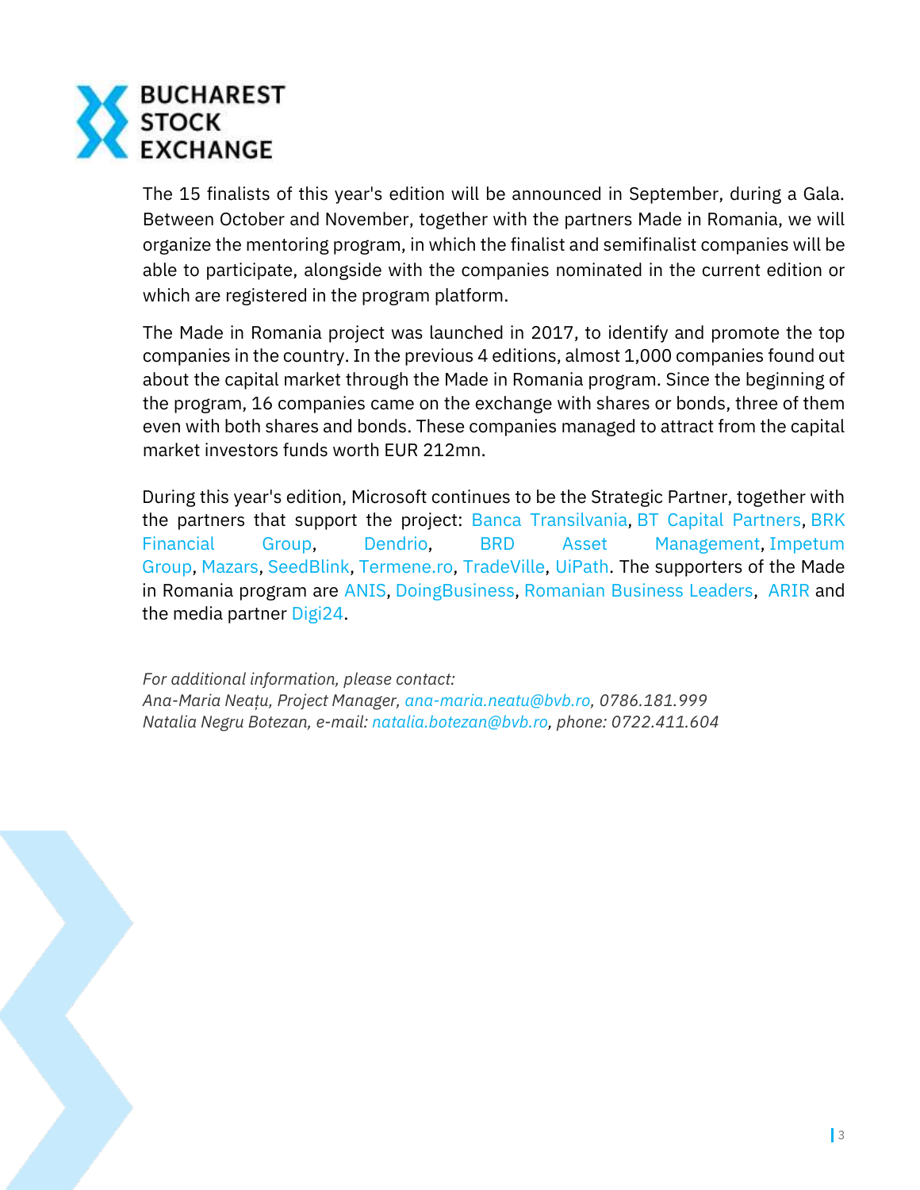The 15 finalists of this year's edition will be announced in September, during a Gala. Between October and November, together with the partners Made in Romania, we will organize the mentoring program, in which the finalist and semifinalist companies will be able to participate, alongside with the companies nominated in the current edition or which are registered in the program platform.

The Made in Romania project was launched in 2017, to identify and promote the top companies in the country. In the previous 4 editions, almost 1,000 companies found out about the capital market through the Made in Romania program. Since the beginning of the program, 16 companies came on the exchange with shares or bonds, three of them even with both shares and bonds. These companies managed to attract from the capital market investors funds worth EUR 212mn.

During this year's edition, Microsoft continues to be the Strategic Partner, together with the partners that support the project: Banca Transilvania, BT Capital Partners, BRK Financial Group, Dendrio, BRD Asset Management, Impetum Group, Mazars, SeedBlink, Termene.ro, TradeVille, UiPath. The supporters of the Made in Romania program are ANIS, DoingBusiness, Romanian Business Leaders, ARIR and the media partner Digi24.

*For additional information, please contact:*
*Ana-Maria Neațu, Project Manager, ana-maria.neatu@bvb.ro, 0786.181.999*
*Natalia Negru Botezan, e-mail: natalia.botezan@bvb.ro, phone: 0722.411.604*